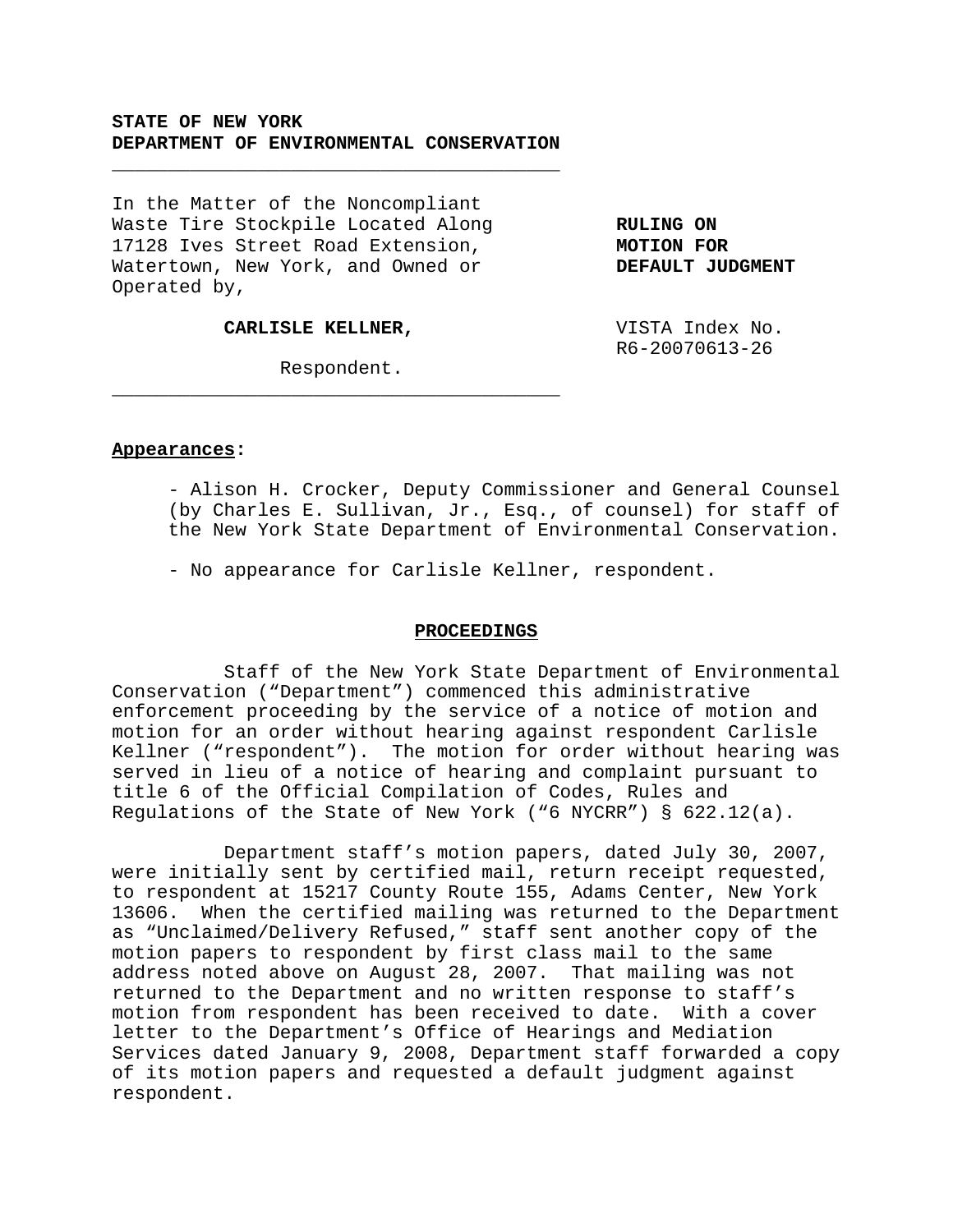**STATE OF NEW YORK**
**DEPARTMENT OF ENVIRONMENTAL CONSERVATION**

---

In the Matter of the Noncompliant Waste Tire Stockpile Located Along 17128 Ives Street Road Extension, Watertown, New York, and Owned or Operated by,

**CARLISLE KELLNER,**

Respondent.

---

**RULING ON MOTION FOR DEFAULT JUDGMENT**

VISTA Index No. R6-20070613-26

**Appearances:**

- Alison H. Crocker, Deputy Commissioner and General Counsel (by Charles E. Sullivan, Jr., Esq., of counsel) for staff of the New York State Department of Environmental Conservation.

- No appearance for Carlisle Kellner, respondent.

## PROCEEDINGS

Staff of the New York State Department of Environmental Conservation ("Department") commenced this administrative enforcement proceeding by the service of a notice of motion and motion for an order without hearing against respondent Carlisle Kellner ("respondent"). The motion for order without hearing was served in lieu of a notice of hearing and complaint pursuant to title 6 of the Official Compilation of Codes, Rules and Regulations of the State of New York ("6 NYCRR") § 622.12(a).

Department staff's motion papers, dated July 30, 2007, were initially sent by certified mail, return receipt requested, to respondent at 15217 County Route 155, Adams Center, New York 13606. When the certified mailing was returned to the Department as "Unclaimed/Delivery Refused," staff sent another copy of the motion papers to respondent by first class mail to the same address noted above on August 28, 2007. That mailing was not returned to the Department and no written response to staff's motion from respondent has been received to date. With a cover letter to the Department's Office of Hearings and Mediation Services dated January 9, 2008, Department staff forwarded a copy of its motion papers and requested a default judgment against respondent.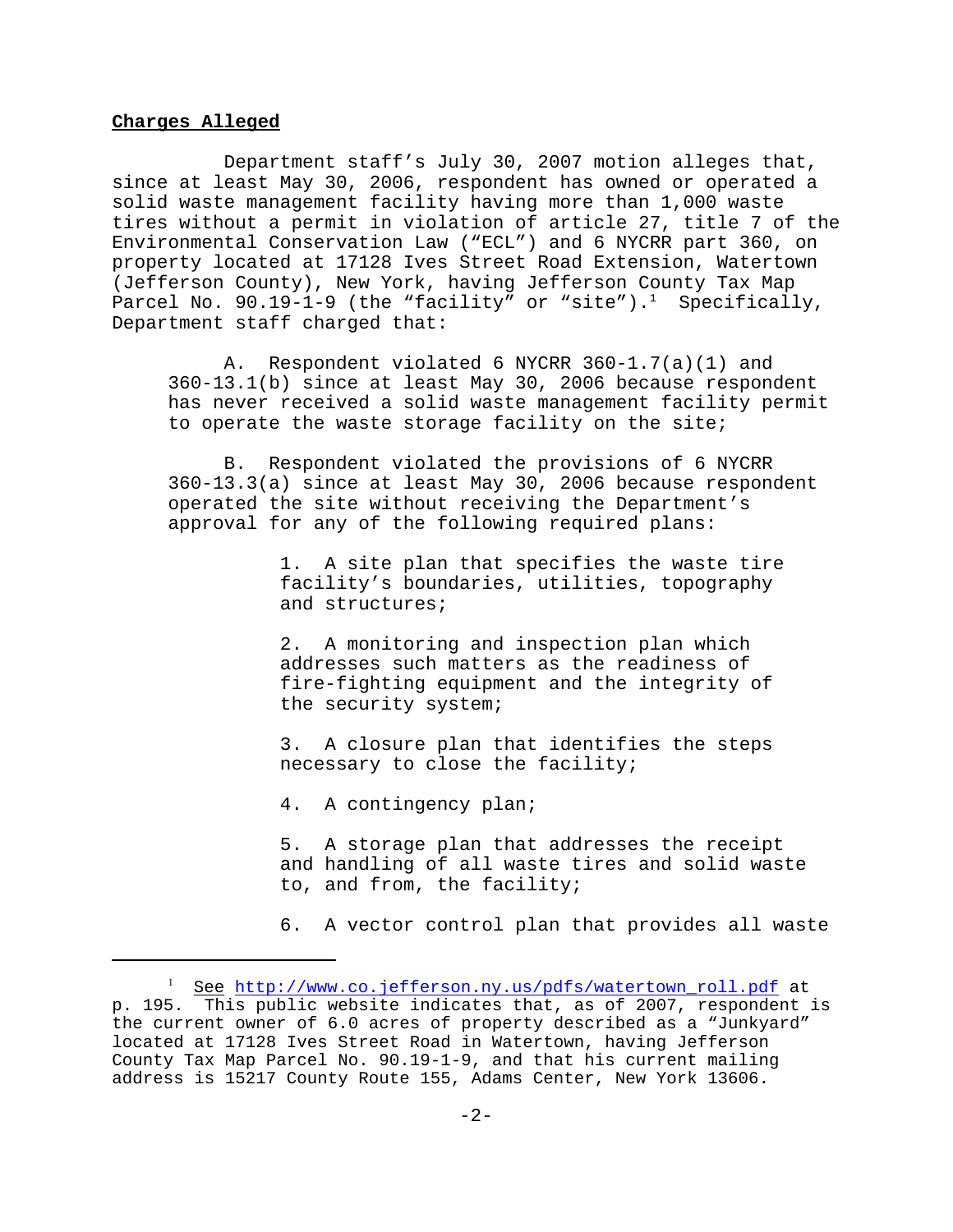**Charges Alleged**

Department staff's July 30, 2007 motion alleges that, since at least May 30, 2006, respondent has owned or operated a solid waste management facility having more than 1,000 waste tires without a permit in violation of article 27, title 7 of the Environmental Conservation Law ("ECL") and 6 NYCRR part 360, on property located at 17128 Ives Street Road Extension, Watertown (Jefferson County), New York, having Jefferson County Tax Map Parcel No. 90.19-1-9 (the "facility" or "site").[1] Specifically, Department staff charged that:

> A. Respondent violated 6 NYCRR 360-1.7(a)(1) and 360-13.1(b) since at least May 30, 2006 because respondent has never received a solid waste management facility permit to operate the waste storage facility on the site;
>
> B. Respondent violated the provisions of 6 NYCRR 360-13.3(a) since at least May 30, 2006 because respondent operated the site without receiving the Department's approval for any of the following required plans:
>
> 1. A site plan that specifies the waste tire facility's boundaries, utilities, topography and structures;
> 2. A monitoring and inspection plan which addresses such matters as the readiness of fire-fighting equipment and the integrity of the security system;
> 3. A closure plan that identifies the steps necessary to close the facility;
> 4. A contingency plan;
> 5. A storage plan that addresses the receipt and handling of all waste tires and solid waste to, and from, the facility;
> 6. A vector control plan that provides all waste

---

[1] See http://www.co.jefferson.ny.us/pdfs/watertown_roll.pdf at p. 195. This public website indicates that, as of 2007, respondent is the current owner of 6.0 acres of property described as a "Junkyard" located at 17128 Ives Street Road in Watertown, having Jefferson County Tax Map Parcel No. 90.19-1-9, and that his current mailing address is 15217 County Route 155, Adams Center, New York 13606.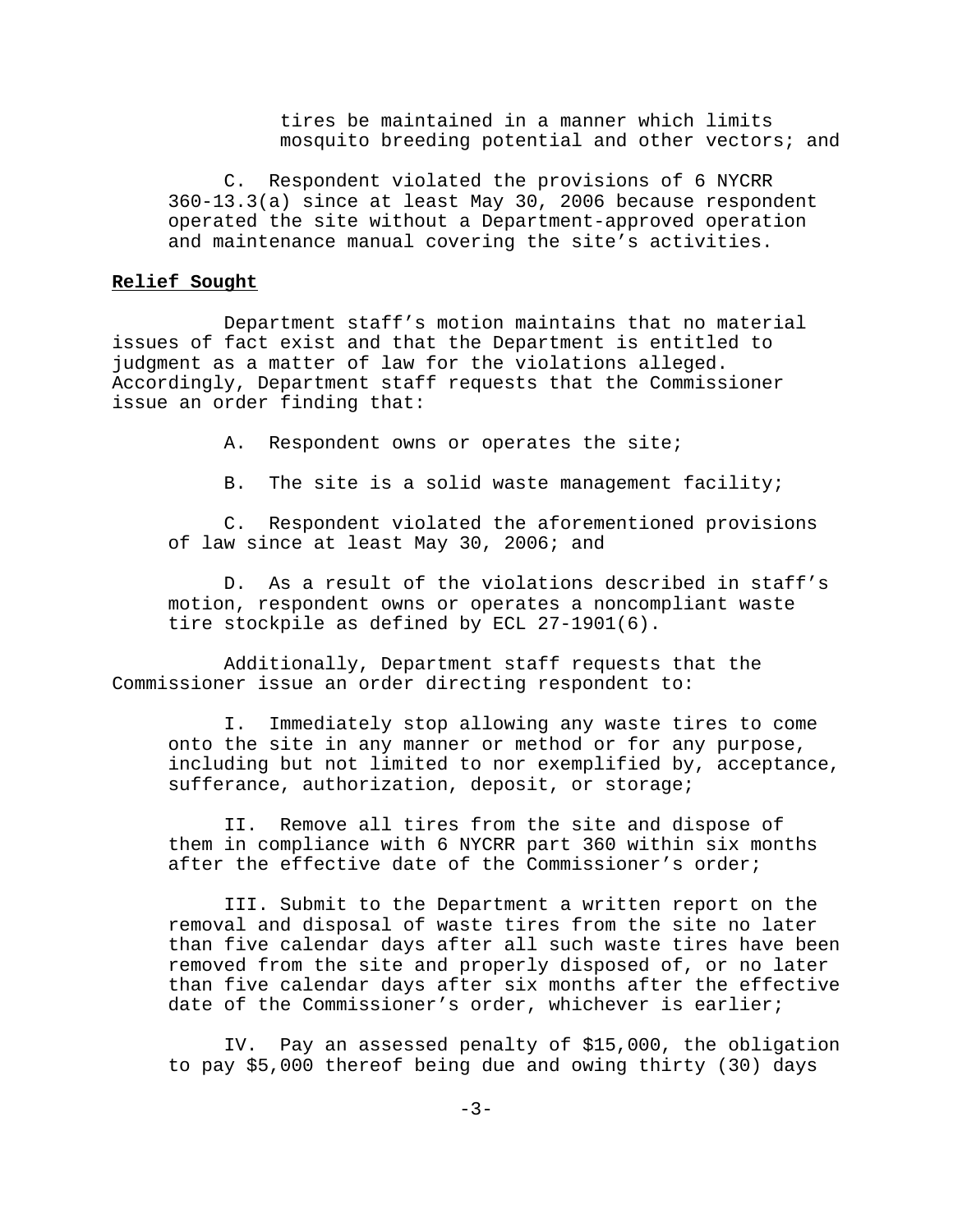tires be maintained in a manner which limits mosquito breeding potential and other vectors; and

C. Respondent violated the provisions of 6 NYCRR 360-13.3(a) since at least May 30, 2006 because respondent operated the site without a Department-approved operation and maintenance manual covering the site's activities.

**Relief Sought**

Department staff's motion maintains that no material issues of fact exist and that the Department is entitled to judgment as a matter of law for the violations alleged. Accordingly, Department staff requests that the Commissioner issue an order finding that:

A. Respondent owns or operates the site;

B. The site is a solid waste management facility;

C. Respondent violated the aforementioned provisions of law since at least May 30, 2006; and

D. As a result of the violations described in staff's motion, respondent owns or operates a noncompliant waste tire stockpile as defined by ECL 27-1901(6).

Additionally, Department staff requests that the Commissioner issue an order directing respondent to:

I. Immediately stop allowing any waste tires to come onto the site in any manner or method or for any purpose, including but not limited to nor exemplified by, acceptance, sufferance, authorization, deposit, or storage;

II. Remove all tires from the site and dispose of them in compliance with 6 NYCRR part 360 within six months after the effective date of the Commissioner's order;

III. Submit to the Department a written report on the removal and disposal of waste tires from the site no later than five calendar days after all such waste tires have been removed from the site and properly disposed of, or no later than five calendar days after six months after the effective date of the Commissioner's order, whichever is earlier;

IV. Pay an assessed penalty of $15,000, the obligation to pay $5,000 thereof being due and owing thirty (30) days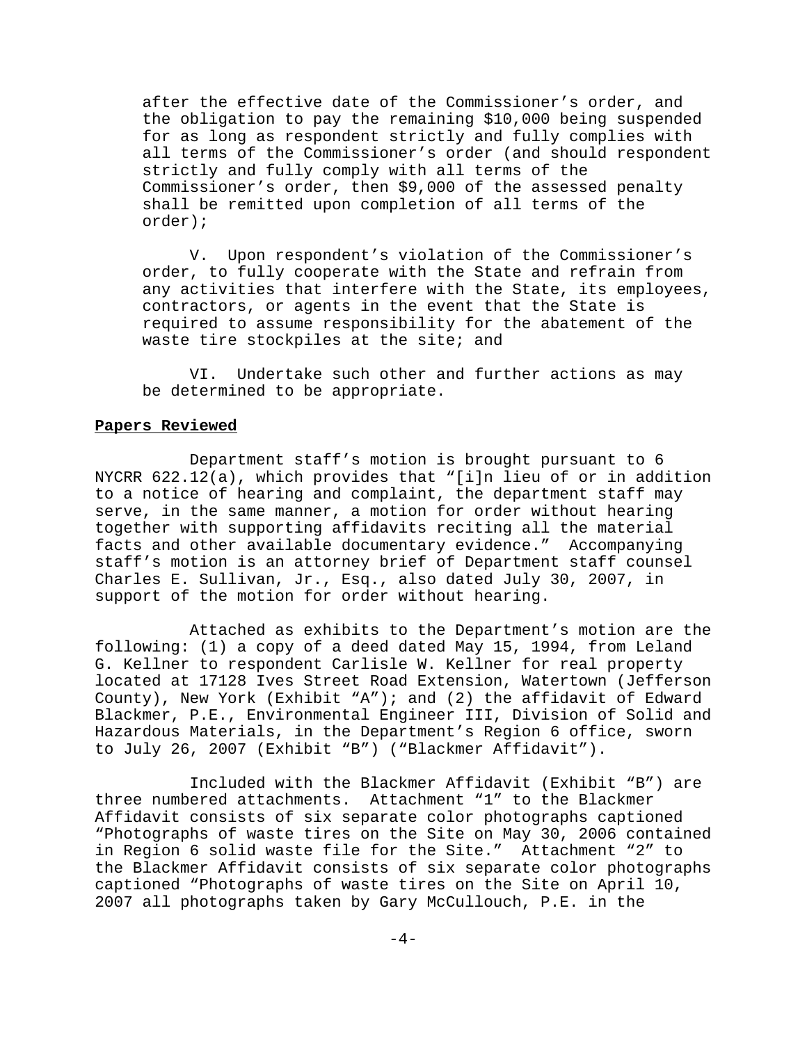after the effective date of the Commissioner's order, and the obligation to pay the remaining $10,000 being suspended for as long as respondent strictly and fully complies with all terms of the Commissioner's order (and should respondent strictly and fully comply with all terms of the Commissioner's order, then $9,000 of the assessed penalty shall be remitted upon completion of all terms of the order);

V. Upon respondent's violation of the Commissioner's order, to fully cooperate with the State and refrain from any activities that interfere with the State, its employees, contractors, or agents in the event that the State is required to assume responsibility for the abatement of the waste tire stockpiles at the site; and

VI. Undertake such other and further actions as may be determined to be appropriate.

**Papers Reviewed**

Department staff's motion is brought pursuant to 6 NYCRR 622.12(a), which provides that "[i]n lieu of or in addition to a notice of hearing and complaint, the department staff may serve, in the same manner, a motion for order without hearing together with supporting affidavits reciting all the material facts and other available documentary evidence." Accompanying staff's motion is an attorney brief of Department staff counsel Charles E. Sullivan, Jr., Esq., also dated July 30, 2007, in support of the motion for order without hearing.

Attached as exhibits to the Department's motion are the following: (1) a copy of a deed dated May 15, 1994, from Leland G. Kellner to respondent Carlisle W. Kellner for real property located at 17128 Ives Street Road Extension, Watertown (Jefferson County), New York (Exhibit "A"); and (2) the affidavit of Edward Blackmer, P.E., Environmental Engineer III, Division of Solid and Hazardous Materials, in the Department's Region 6 office, sworn to July 26, 2007 (Exhibit "B") ("Blackmer Affidavit").

Included with the Blackmer Affidavit (Exhibit "B") are three numbered attachments. Attachment "1" to the Blackmer Affidavit consists of six separate color photographs captioned "Photographs of waste tires on the Site on May 30, 2006 contained in Region 6 solid waste file for the Site." Attachment "2" to the Blackmer Affidavit consists of six separate color photographs captioned "Photographs of waste tires on the Site on April 10, 2007 all photographs taken by Gary McCullouch, P.E. in the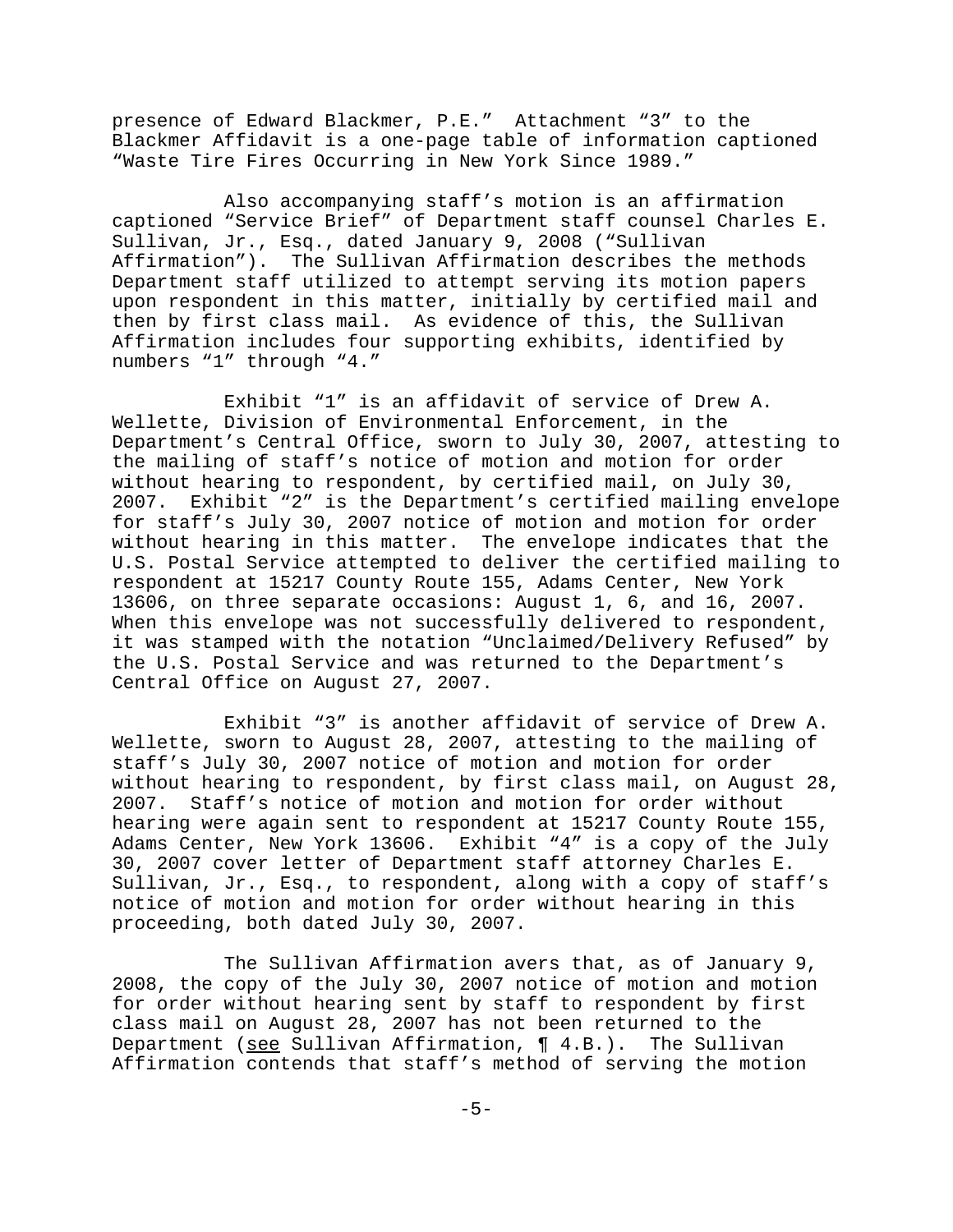presence of Edward Blackmer, P.E." Attachment "3" to the Blackmer Affidavit is a one-page table of information captioned "Waste Tire Fires Occurring in New York Since 1989."

Also accompanying staff's motion is an affirmation captioned "Service Brief" of Department staff counsel Charles E. Sullivan, Jr., Esq., dated January 9, 2008 ("Sullivan Affirmation"). The Sullivan Affirmation describes the methods Department staff utilized to attempt serving its motion papers upon respondent in this matter, initially by certified mail and then by first class mail. As evidence of this, the Sullivan Affirmation includes four supporting exhibits, identified by numbers "1" through "4."

Exhibit "1" is an affidavit of service of Drew A. Wellette, Division of Environmental Enforcement, in the Department's Central Office, sworn to July 30, 2007, attesting to the mailing of staff's notice of motion and motion for order without hearing to respondent, by certified mail, on July 30, 2007. Exhibit "2" is the Department's certified mailing envelope for staff's July 30, 2007 notice of motion and motion for order without hearing in this matter. The envelope indicates that the U.S. Postal Service attempted to deliver the certified mailing to respondent at 15217 County Route 155, Adams Center, New York 13606, on three separate occasions: August 1, 6, and 16, 2007. When this envelope was not successfully delivered to respondent, it was stamped with the notation "Unclaimed/Delivery Refused" by the U.S. Postal Service and was returned to the Department's Central Office on August 27, 2007.

Exhibit "3" is another affidavit of service of Drew A. Wellette, sworn to August 28, 2007, attesting to the mailing of staff's July 30, 2007 notice of motion and motion for order without hearing to respondent, by first class mail, on August 28, 2007. Staff's notice of motion and motion for order without hearing were again sent to respondent at 15217 County Route 155, Adams Center, New York 13606. Exhibit "4" is a copy of the July 30, 2007 cover letter of Department staff attorney Charles E. Sullivan, Jr., Esq., to respondent, along with a copy of staff's notice of motion and motion for order without hearing in this proceeding, both dated July 30, 2007.

The Sullivan Affirmation avers that, as of January 9, 2008, the copy of the July 30, 2007 notice of motion and motion for order without hearing sent by staff to respondent by first class mail on August 28, 2007 has not been returned to the Department (see Sullivan Affirmation, ¶ 4.B.). The Sullivan Affirmation contends that staff's method of serving the motion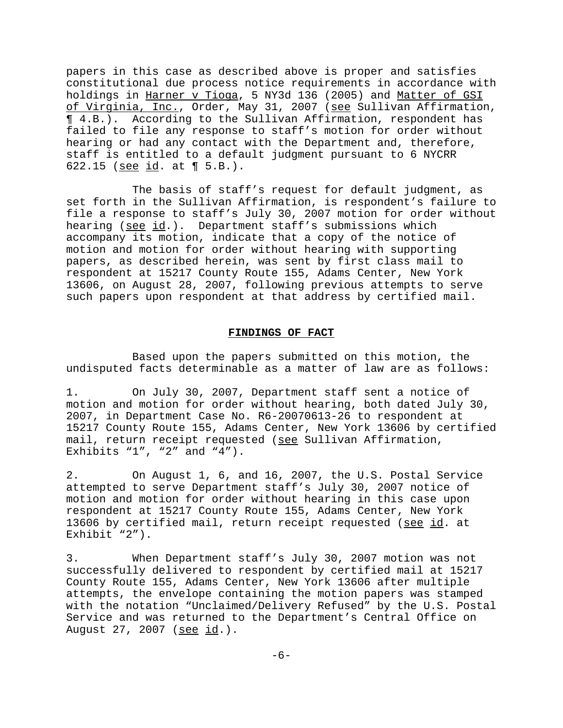papers in this case as described above is proper and satisfies constitutional due process notice requirements in accordance with holdings in Harner v Tioga, 5 NY3d 136 (2005) and Matter of GSI of Virginia, Inc., Order, May 31, 2007 (see Sullivan Affirmation, ¶ 4.B.). According to the Sullivan Affirmation, respondent has failed to file any response to staff's motion for order without hearing or had any contact with the Department and, therefore, staff is entitled to a default judgment pursuant to 6 NYCRR 622.15 (see id. at ¶ 5.B.).

The basis of staff's request for default judgment, as set forth in the Sullivan Affirmation, is respondent's failure to file a response to staff's July 30, 2007 motion for order without hearing (see id.). Department staff's submissions which accompany its motion, indicate that a copy of the notice of motion and motion for order without hearing with supporting papers, as described herein, was sent by first class mail to respondent at 15217 County Route 155, Adams Center, New York 13606, on August 28, 2007, following previous attempts to serve such papers upon respondent at that address by certified mail.

## FINDINGS OF FACT

Based upon the papers submitted on this motion, the undisputed facts determinable as a matter of law are as follows:

1. On July 30, 2007, Department staff sent a notice of motion and motion for order without hearing, both dated July 30, 2007, in Department Case No. R6-20070613-26 to respondent at 15217 County Route 155, Adams Center, New York 13606 by certified mail, return receipt requested (see Sullivan Affirmation, Exhibits "1", "2" and "4").

2. On August 1, 6, and 16, 2007, the U.S. Postal Service attempted to serve Department staff's July 30, 2007 notice of motion and motion for order without hearing in this case upon respondent at 15217 County Route 155, Adams Center, New York 13606 by certified mail, return receipt requested (see id. at Exhibit "2").

3. When Department staff's July 30, 2007 motion was not successfully delivered to respondent by certified mail at 15217 County Route 155, Adams Center, New York 13606 after multiple attempts, the envelope containing the motion papers was stamped with the notation "Unclaimed/Delivery Refused" by the U.S. Postal Service and was returned to the Department's Central Office on August 27, 2007 (see id.).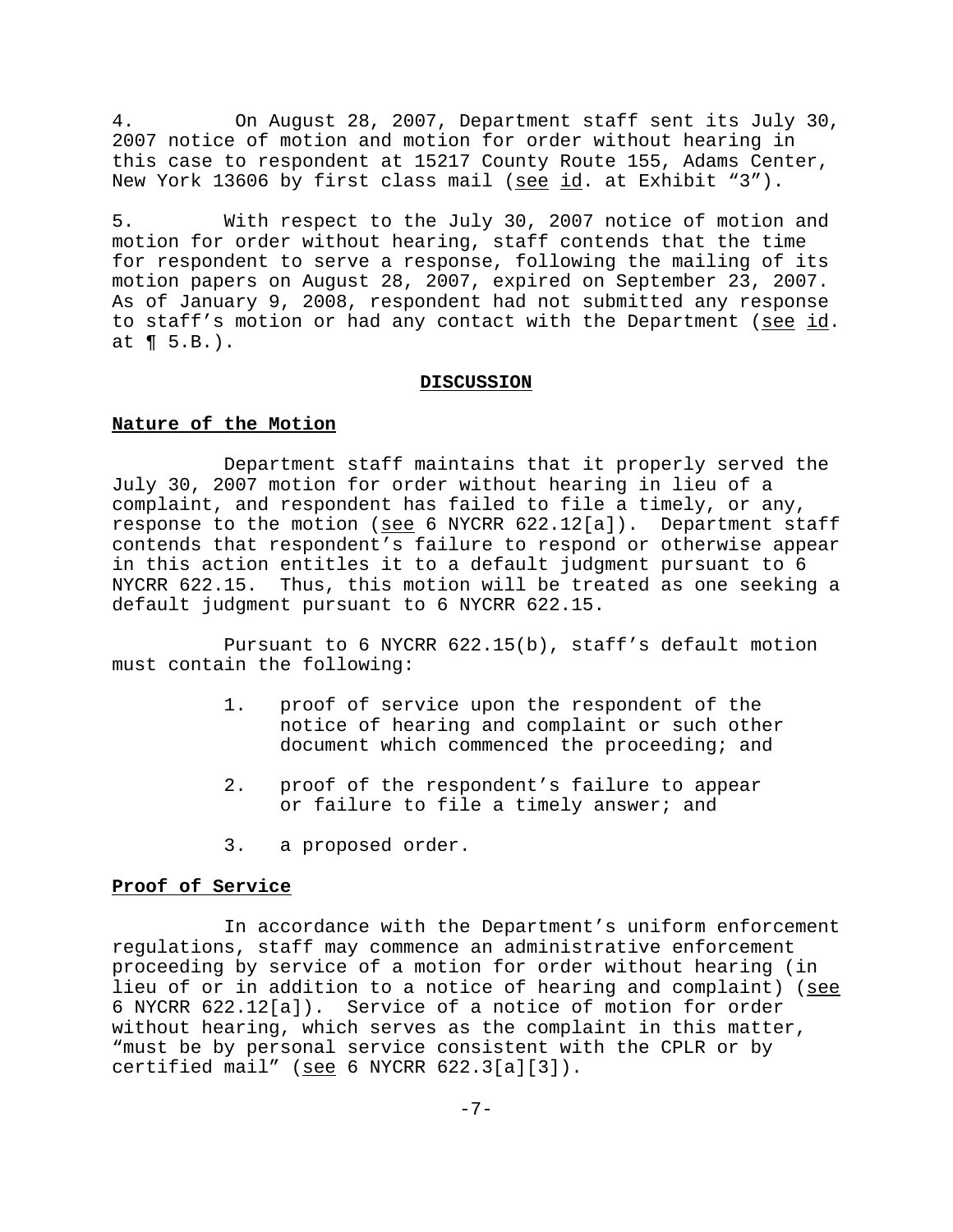4. On August 28, 2007, Department staff sent its July 30, 2007 notice of motion and motion for order without hearing in this case to respondent at 15217 County Route 155, Adams Center, New York 13606 by first class mail (see id. at Exhibit "3").

5. With respect to the July 30, 2007 notice of motion and motion for order without hearing, staff contends that the time for respondent to serve a response, following the mailing of its motion papers on August 28, 2007, expired on September 23, 2007. As of January 9, 2008, respondent had not submitted any response to staff's motion or had any contact with the Department (see id. at ¶ 5.B.).

## DISCUSSION

### Nature of the Motion

Department staff maintains that it properly served the July 30, 2007 motion for order without hearing in lieu of a complaint, and respondent has failed to file a timely, or any, response to the motion (see 6 NYCRR 622.12[a]). Department staff contends that respondent's failure to respond or otherwise appear in this action entitles it to a default judgment pursuant to 6 NYCRR 622.15. Thus, this motion will be treated as one seeking a default judgment pursuant to 6 NYCRR 622.15.

Pursuant to 6 NYCRR 622.15(b), staff's default motion must contain the following:

1. proof of service upon the respondent of the notice of hearing and complaint or such other document which commenced the proceeding; and
2. proof of the respondent's failure to appear or failure to file a timely answer; and
3. a proposed order.

### Proof of Service

In accordance with the Department's uniform enforcement regulations, staff may commence an administrative enforcement proceeding by service of a motion for order without hearing (in lieu of or in addition to a notice of hearing and complaint) (see 6 NYCRR 622.12[a]). Service of a notice of motion for order without hearing, which serves as the complaint in this matter, "must be by personal service consistent with the CPLR or by certified mail" (see 6 NYCRR 622.3[a][3]).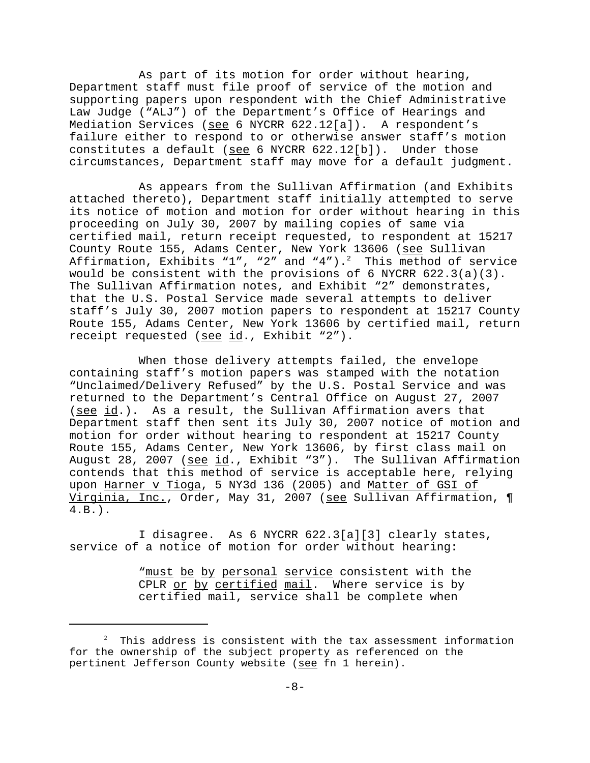As part of its motion for order without hearing, Department staff must file proof of service of the motion and supporting papers upon respondent with the Chief Administrative Law Judge ("ALJ") of the Department's Office of Hearings and Mediation Services (see 6 NYCRR 622.12[a]). A respondent's failure either to respond to or otherwise answer staff's motion constitutes a default (see 6 NYCRR 622.12[b]). Under those circumstances, Department staff may move for a default judgment.

As appears from the Sullivan Affirmation (and Exhibits attached thereto), Department staff initially attempted to serve its notice of motion and motion for order without hearing in this proceeding on July 30, 2007 by mailing copies of same via certified mail, return receipt requested, to respondent at 15217 County Route 155, Adams Center, New York 13606 (see Sullivan Affirmation, Exhibits "1", "2" and "4").[2] This method of service would be consistent with the provisions of 6 NYCRR 622.3(a)(3). The Sullivan Affirmation notes, and Exhibit "2" demonstrates, that the U.S. Postal Service made several attempts to deliver staff's July 30, 2007 motion papers to respondent at 15217 County Route 155, Adams Center, New York 13606 by certified mail, return receipt requested (see id., Exhibit "2").

When those delivery attempts failed, the envelope containing staff's motion papers was stamped with the notation "Unclaimed/Delivery Refused" by the U.S. Postal Service and was returned to the Department's Central Office on August 27, 2007 (see id.). As a result, the Sullivan Affirmation avers that Department staff then sent its July 30, 2007 notice of motion and motion for order without hearing to respondent at 15217 County Route 155, Adams Center, New York 13606, by first class mail on August 28, 2007 (see id., Exhibit "3"). The Sullivan Affirmation contends that this method of service is acceptable here, relying upon Harner v Tioga, 5 NY3d 136 (2005) and Matter of GSI of Virginia, Inc., Order, May 31, 2007 (see Sullivan Affirmation, ¶ 4.B.).

I disagree. As 6 NYCRR 622.3[a][3] clearly states, service of a notice of motion for order without hearing:

> "must be by personal service consistent with the CPLR or by certified mail. Where service is by certified mail, service shall be complete when

[2] This address is consistent with the tax assessment information for the ownership of the subject property as referenced on the pertinent Jefferson County website (see fn 1 herein).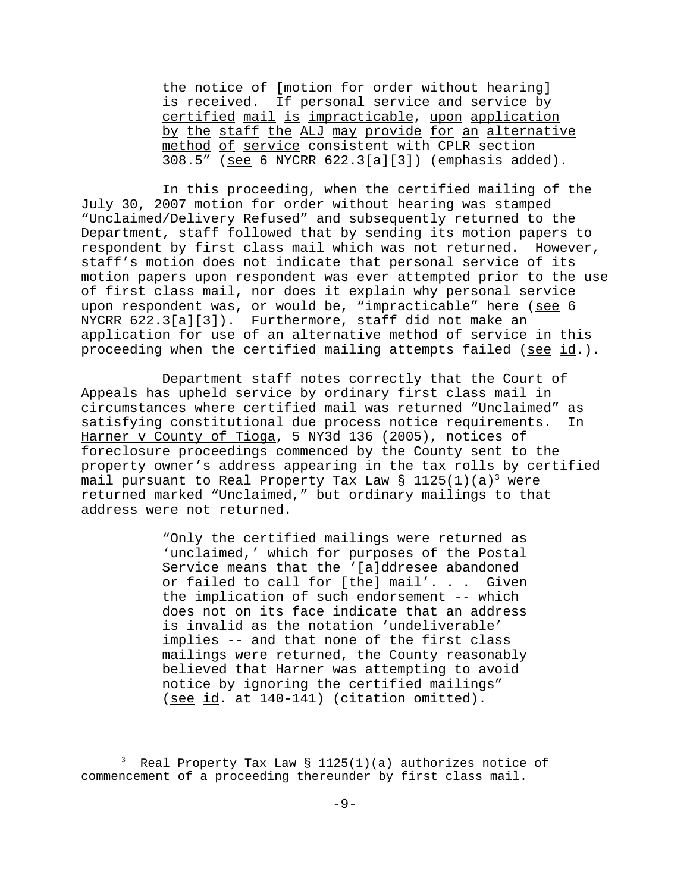> the notice of [motion for order without hearing] is received. If personal service and service by certified mail is impracticable, upon application by the staff the ALJ may provide for an alternative method of service consistent with CPLR section 308.5" (see 6 NYCRR 622.3[a][3]) (emphasis added).

In this proceeding, when the certified mailing of the July 30, 2007 motion for order without hearing was stamped "Unclaimed/Delivery Refused" and subsequently returned to the Department, staff followed that by sending its motion papers to respondent by first class mail which was not returned. However, staff's motion does not indicate that personal service of its motion papers upon respondent was ever attempted prior to the use of first class mail, nor does it explain why personal service upon respondent was, or would be, "impracticable" here (see 6 NYCRR 622.3[a][3]). Furthermore, staff did not make an application for use of an alternative method of service in this proceeding when the certified mailing attempts failed (see id.).

Department staff notes correctly that the Court of Appeals has upheld service by ordinary first class mail in circumstances where certified mail was returned "Unclaimed" as satisfying constitutional due process notice requirements. In Harner v County of Tioga, 5 NY3d 136 (2005), notices of foreclosure proceedings commenced by the County sent to the property owner's address appearing in the tax rolls by certified mail pursuant to Real Property Tax Law § 1125(1)(a)[3] were returned marked "Unclaimed," but ordinary mailings to that address were not returned.

> "Only the certified mailings were returned as 'unclaimed,' which for purposes of the Postal Service means that the '[a]ddresee abandoned or failed to call for [the] mail'. . . Given the implication of such endorsement -- which does not on its face indicate that an address is invalid as the notation 'undeliverable' implies -- and that none of the first class mailings were returned, the County reasonably believed that Harner was attempting to avoid notice by ignoring the certified mailings" (see id. at 140-141) (citation omitted).

---

[3] Real Property Tax Law § 1125(1)(a) authorizes notice of commencement of a proceeding thereunder by first class mail.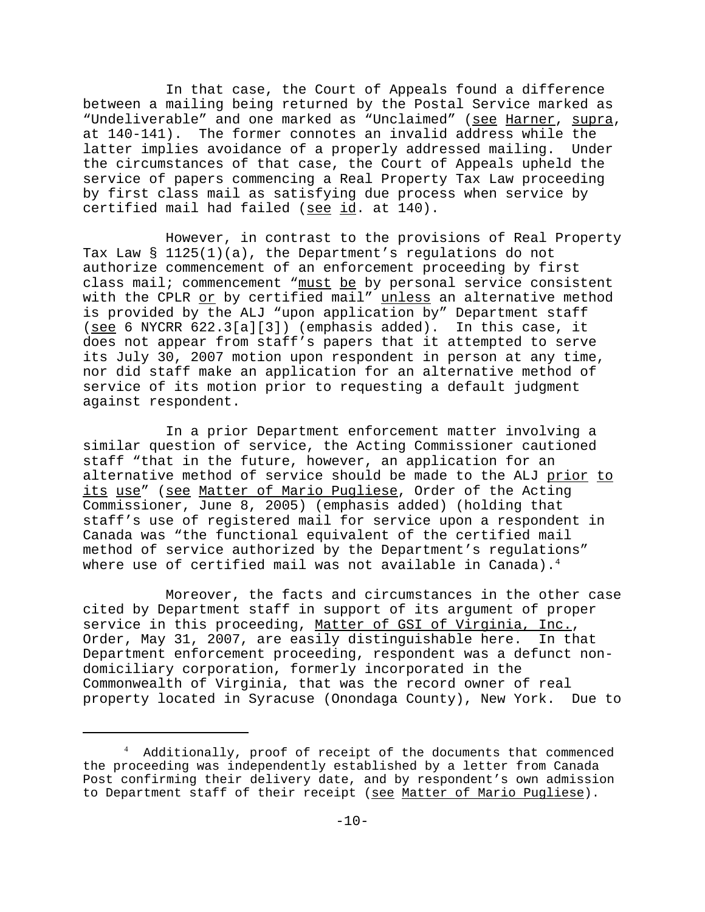In that case, the Court of Appeals found a difference between a mailing being returned by the Postal Service marked as "Undeliverable" and one marked as "Unclaimed" (see Harner, supra, at 140-141). The former connotes an invalid address while the latter implies avoidance of a properly addressed mailing. Under the circumstances of that case, the Court of Appeals upheld the service of papers commencing a Real Property Tax Law proceeding by first class mail as satisfying due process when service by certified mail had failed (see id. at 140).

However, in contrast to the provisions of Real Property Tax Law § 1125(1)(a), the Department's regulations do not authorize commencement of an enforcement proceeding by first class mail; commencement "must be by personal service consistent with the CPLR or by certified mail" unless an alternative method is provided by the ALJ "upon application by" Department staff (see 6 NYCRR 622.3[a][3]) (emphasis added). In this case, it does not appear from staff's papers that it attempted to serve its July 30, 2007 motion upon respondent in person at any time, nor did staff make an application for an alternative method of service of its motion prior to requesting a default judgment against respondent.

In a prior Department enforcement matter involving a similar question of service, the Acting Commissioner cautioned staff "that in the future, however, an application for an alternative method of service should be made to the ALJ prior to its use" (see Matter of Mario Pugliese, Order of the Acting Commissioner, June 8, 2005) (emphasis added) (holding that staff's use of registered mail for service upon a respondent in Canada was "the functional equivalent of the certified mail method of service authorized by the Department's regulations" where use of certified mail was not available in Canada).[4]

Moreover, the facts and circumstances in the other case cited by Department staff in support of its argument of proper service in this proceeding, Matter of GSI of Virginia, Inc., Order, May 31, 2007, are easily distinguishable here. In that Department enforcement proceeding, respondent was a defunct non-domiciliary corporation, formerly incorporated in the Commonwealth of Virginia, that was the record owner of real property located in Syracuse (Onondaga County), New York. Due to

---

[4] Additionally, proof of receipt of the documents that commenced the proceeding was independently established by a letter from Canada Post confirming their delivery date, and by respondent's own admission to Department staff of their receipt (see Matter of Mario Pugliese).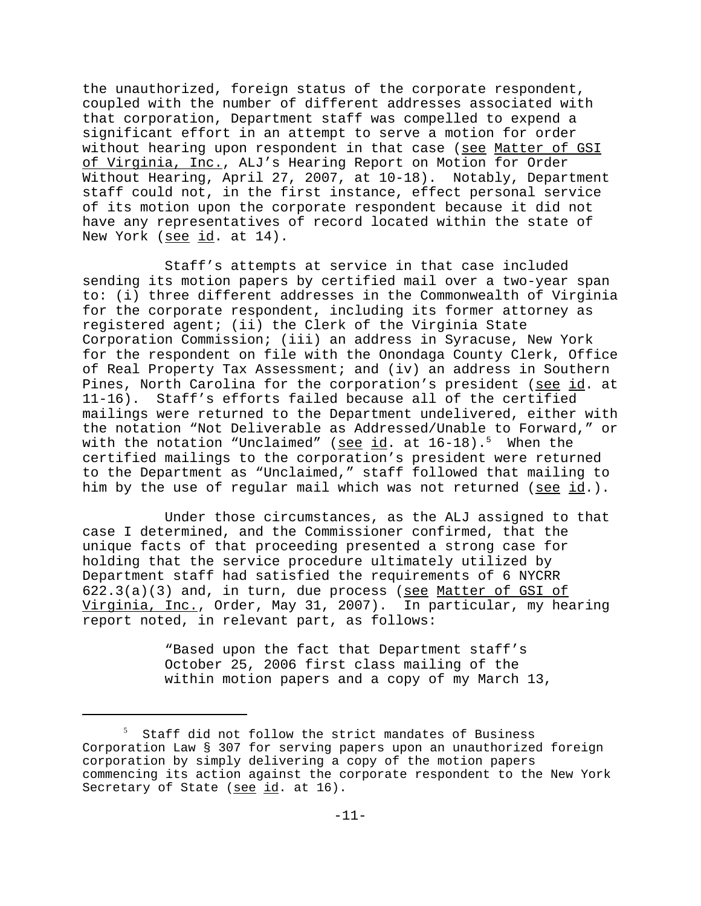the unauthorized, foreign status of the corporate respondent, coupled with the number of different addresses associated with that corporation, Department staff was compelled to expend a significant effort in an attempt to serve a motion for order without hearing upon respondent in that case (see Matter of GSI of Virginia, Inc., ALJ's Hearing Report on Motion for Order Without Hearing, April 27, 2007, at 10-18). Notably, Department staff could not, in the first instance, effect personal service of its motion upon the corporate respondent because it did not have any representatives of record located within the state of New York (see id. at 14).

Staff's attempts at service in that case included sending its motion papers by certified mail over a two-year span to: (i) three different addresses in the Commonwealth of Virginia for the corporate respondent, including its former attorney as registered agent; (ii) the Clerk of the Virginia State Corporation Commission; (iii) an address in Syracuse, New York for the respondent on file with the Onondaga County Clerk, Office of Real Property Tax Assessment; and (iv) an address in Southern Pines, North Carolina for the corporation's president (see id. at 11-16). Staff's efforts failed because all of the certified mailings were returned to the Department undelivered, either with the notation "Not Deliverable as Addressed/Unable to Forward," or with the notation "Unclaimed" (see id. at 16-18).[5] When the certified mailings to the corporation's president were returned to the Department as "Unclaimed," staff followed that mailing to him by the use of regular mail which was not returned (see id.).

Under those circumstances, as the ALJ assigned to that case I determined, and the Commissioner confirmed, that the unique facts of that proceeding presented a strong case for holding that the service procedure ultimately utilized by Department staff had satisfied the requirements of 6 NYCRR 622.3(a)(3) and, in turn, due process (see Matter of GSI of Virginia, Inc., Order, May 31, 2007). In particular, my hearing report noted, in relevant part, as follows:

> "Based upon the fact that Department staff's October 25, 2006 first class mailing of the within motion papers and a copy of my March 13,

---

[5] Staff did not follow the strict mandates of Business Corporation Law § 307 for serving papers upon an unauthorized foreign corporation by simply delivering a copy of the motion papers commencing its action against the corporate respondent to the New York Secretary of State (see id. at 16).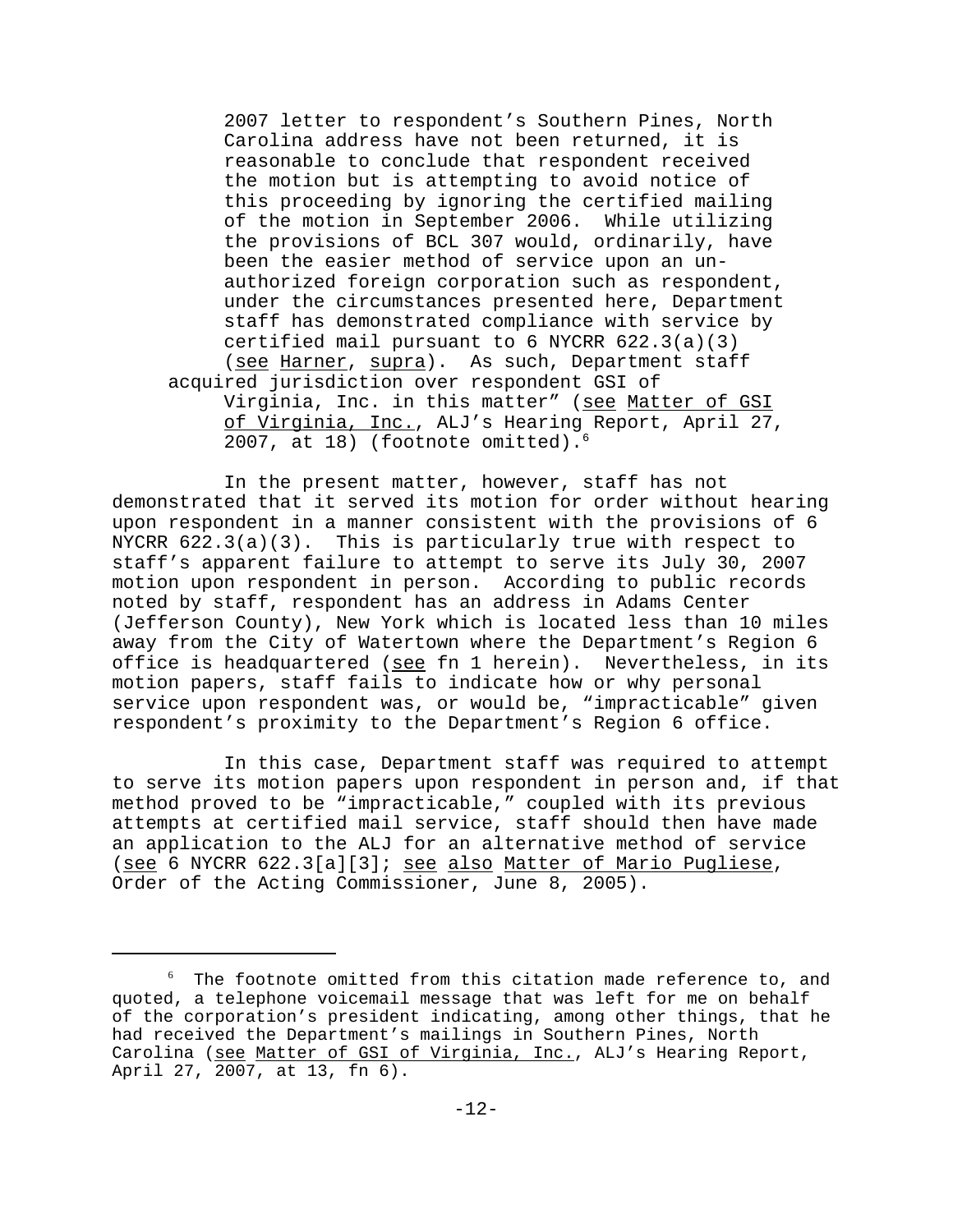> 2007 letter to respondent's Southern Pines, North Carolina address have not been returned, it is reasonable to conclude that respondent received the motion but is attempting to avoid notice of this proceeding by ignoring the certified mailing of the motion in September 2006. While utilizing the provisions of BCL 307 would, ordinarily, have been the easier method of service upon an un-authorized foreign corporation such as respondent, under the circumstances presented here, Department staff has demonstrated compliance with service by certified mail pursuant to 6 NYCRR 622.3(a)(3) (see Harner, supra). As such, Department staff acquired jurisdiction over respondent GSI of Virginia, Inc. in this matter" (see Matter of GSI of Virginia, Inc., ALJ's Hearing Report, April 27, 2007, at 18) (footnote omitted).[6]

In the present matter, however, staff has not demonstrated that it served its motion for order without hearing upon respondent in a manner consistent with the provisions of 6 NYCRR 622.3(a)(3). This is particularly true with respect to staff's apparent failure to attempt to serve its July 30, 2007 motion upon respondent in person. According to public records noted by staff, respondent has an address in Adams Center (Jefferson County), New York which is located less than 10 miles away from the City of Watertown where the Department's Region 6 office is headquartered (see fn 1 herein). Nevertheless, in its motion papers, staff fails to indicate how or why personal service upon respondent was, or would be, "impracticable" given respondent's proximity to the Department's Region 6 office.

In this case, Department staff was required to attempt to serve its motion papers upon respondent in person and, if that method proved to be "impracticable," coupled with its previous attempts at certified mail service, staff should then have made an application to the ALJ for an alternative method of service (see 6 NYCRR 622.3[a][3]; see also Matter of Mario Pugliese, Order of the Acting Commissioner, June 8, 2005).

---

[6] The footnote omitted from this citation made reference to, and quoted, a telephone voicemail message that was left for me on behalf of the corporation's president indicating, among other things, that he had received the Department's mailings in Southern Pines, North Carolina (see Matter of GSI of Virginia, Inc., ALJ's Hearing Report, April 27, 2007, at 13, fn 6).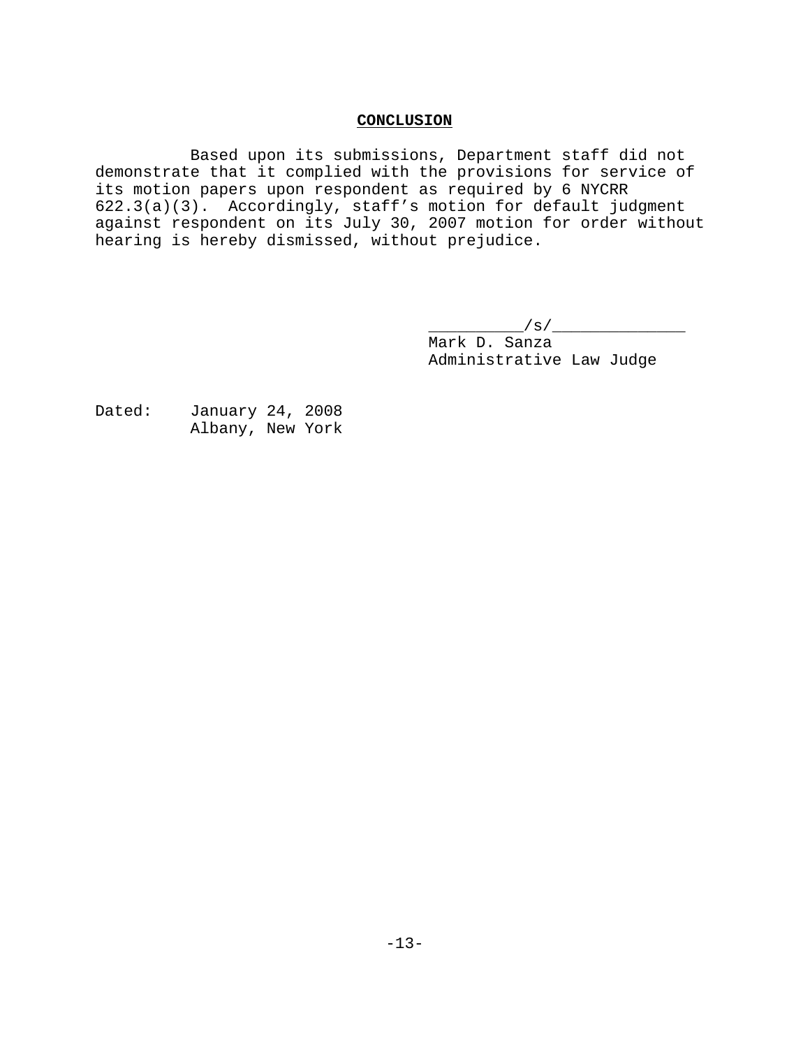## **CONCLUSION**

Based upon its submissions, Department staff did not demonstrate that it complied with the provisions for service of its motion papers upon respondent as required by 6 NYCRR 622.3(a)(3). Accordingly, staff's motion for default judgment against respondent on its July 30, 2007 motion for order without hearing is hereby dismissed, without prejudice.

__________/s/______________
Mark D. Sanza
Administrative Law Judge

Dated: January 24, 2008
Albany, New York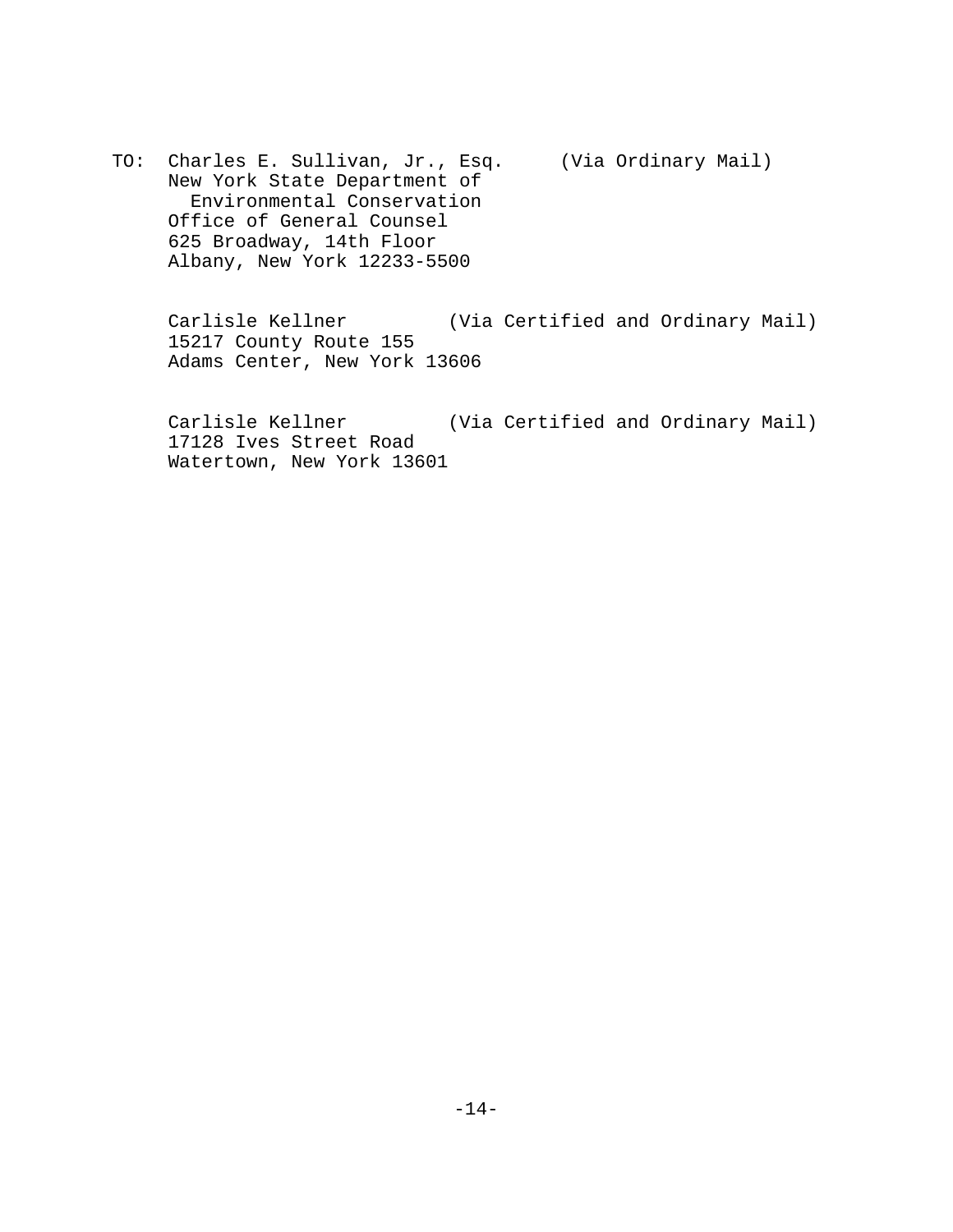TO: Charles E. Sullivan, Jr., Esq. (Via Ordinary Mail)
New York State Department of
Environmental Conservation
Office of General Counsel
625 Broadway, 14th Floor
Albany, New York 12233-5500

Carlisle Kellner (Via Certified and Ordinary Mail)
15217 County Route 155
Adams Center, New York 13606

Carlisle Kellner (Via Certified and Ordinary Mail)
17128 Ives Street Road
Watertown, New York 13601